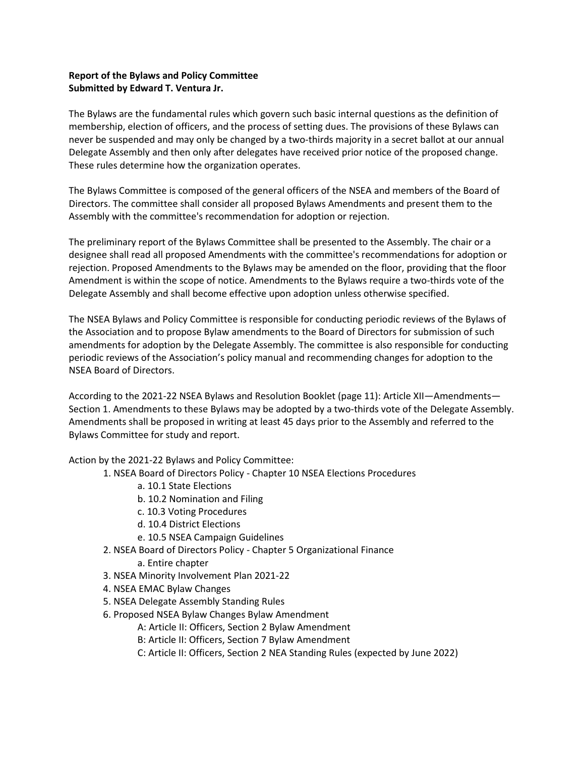**Report of the Bylaws and Policy Committee**
**Submitted by Edward T. Ventura Jr.**

The Bylaws are the fundamental rules which govern such basic internal questions as the definition of membership, election of officers, and the process of setting dues. The provisions of these Bylaws can never be suspended and may only be changed by a two-thirds majority in a secret ballot at our annual Delegate Assembly and then only after delegates have received prior notice of the proposed change. These rules determine how the organization operates.

The Bylaws Committee is composed of the general officers of the NSEA and members of the Board of Directors. The committee shall consider all proposed Bylaws Amendments and present them to the Assembly with the committee's recommendation for adoption or rejection.

The preliminary report of the Bylaws Committee shall be presented to the Assembly. The chair or a designee shall read all proposed Amendments with the committee's recommendations for adoption or rejection. Proposed Amendments to the Bylaws may be amended on the floor, providing that the floor Amendment is within the scope of notice. Amendments to the Bylaws require a two-thirds vote of the Delegate Assembly and shall become effective upon adoption unless otherwise specified.

The NSEA Bylaws and Policy Committee is responsible for conducting periodic reviews of the Bylaws of the Association and to propose Bylaw amendments to the Board of Directors for submission of such amendments for adoption by the Delegate Assembly. The committee is also responsible for conducting periodic reviews of the Association's policy manual and recommending changes for adoption to the NSEA Board of Directors.

According to the 2021-22 NSEA Bylaws and Resolution Booklet (page 11): Article XII—Amendments—Section 1. Amendments to these Bylaws may be adopted by a two-thirds vote of the Delegate Assembly. Amendments shall be proposed in writing at least 45 days prior to the Assembly and referred to the Bylaws Committee for study and report.

Action by the 2021-22 Bylaws and Policy Committee:

1. NSEA Board of Directors Policy - Chapter 10 NSEA Elections Procedures
   - a. 10.1 State Elections
   - b. 10.2 Nomination and Filing
   - c. 10.3 Voting Procedures
   - d. 10.4 District Elections
   - e. 10.5 NSEA Campaign Guidelines
2. NSEA Board of Directors Policy - Chapter 5 Organizational Finance
   - a. Entire chapter
3. NSEA Minority Involvement Plan 2021-22
4. NSEA EMAC Bylaw Changes
5. NSEA Delegate Assembly Standing Rules
6. Proposed NSEA Bylaw Changes Bylaw Amendment
   - A: Article II: Officers, Section 2 Bylaw Amendment
   - B: Article II: Officers, Section 7 Bylaw Amendment
   - C: Article II: Officers, Section 2 NEA Standing Rules (expected by June 2022)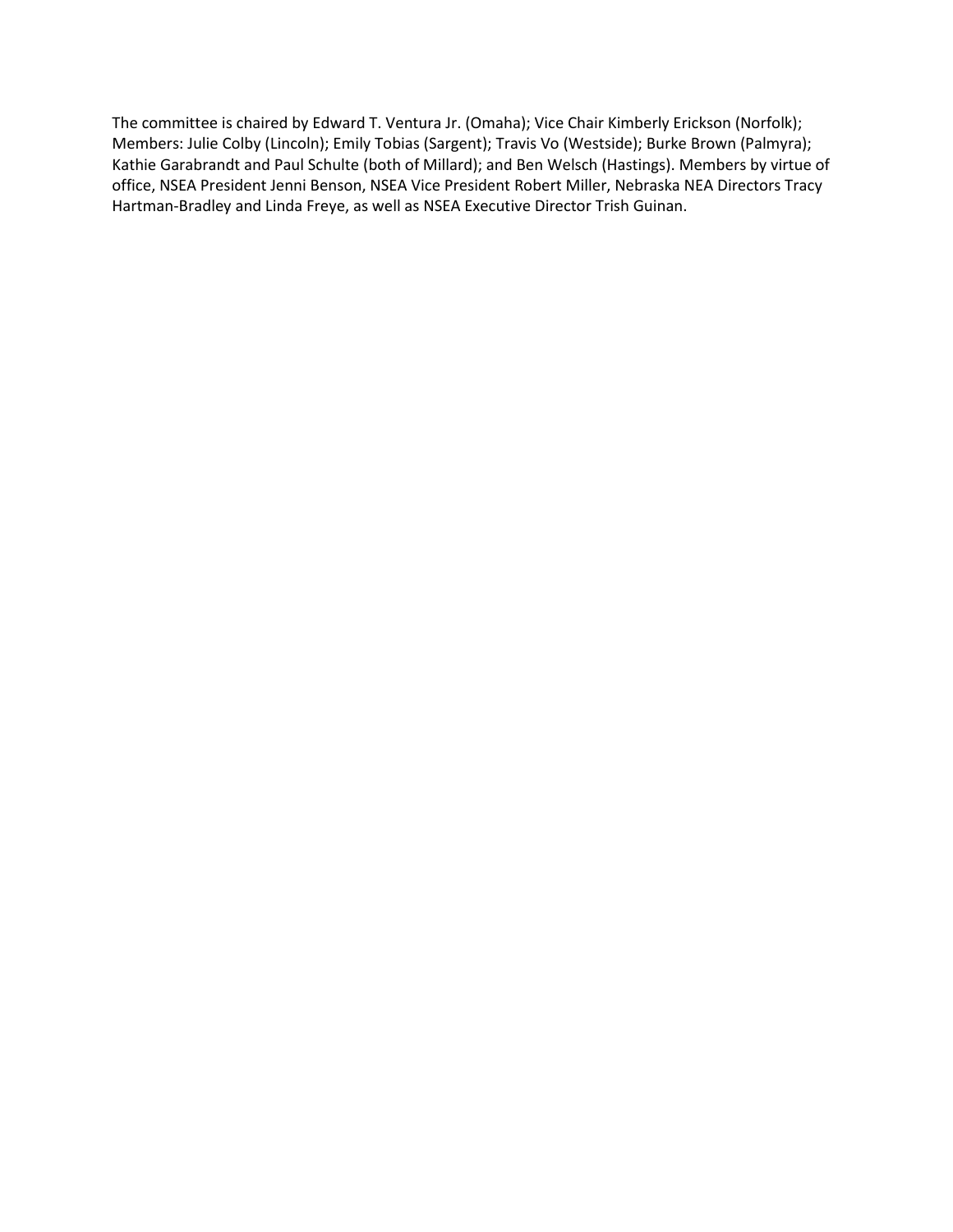The committee is chaired by Edward T. Ventura Jr. (Omaha); Vice Chair Kimberly Erickson (Norfolk); Members: Julie Colby (Lincoln); Emily Tobias (Sargent); Travis Vo (Westside); Burke Brown (Palmyra); Kathie Garabrandt and Paul Schulte (both of Millard); and Ben Welsch (Hastings). Members by virtue of office, NSEA President Jenni Benson, NSEA Vice President Robert Miller, Nebraska NEA Directors Tracy Hartman-Bradley and Linda Freye, as well as NSEA Executive Director Trish Guinan.